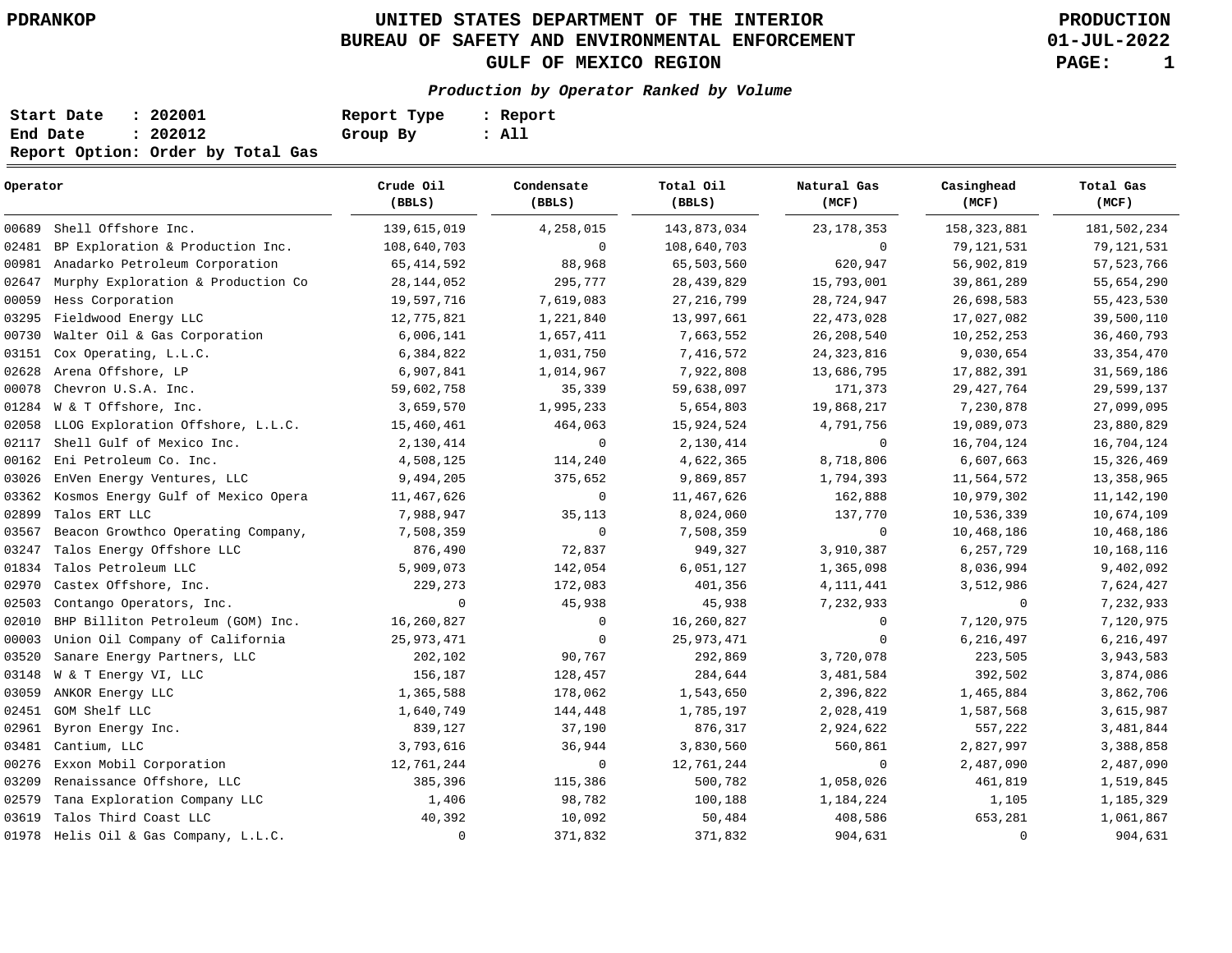# UNITED STATES DEPARTMENT OF THE INTERIOR
## BUREAU OF SAFETY AND ENVIRONMENTAL ENFORCEMENT
## GULF OF MEXICO REGION

PDRANKOP

PRODUCTION
01-JUL-2022

***Production by Operator Ranked by Volume***

**Start Date : 202001** **Report Type : Report**
**End Date : 202012** **Group By : All**
**Report Option: Order by Total Gas**

| Operator | | Crude Oil (BBLS) | Condensate (BBLS) | Total Oil (BBLS) | Natural Gas (MCF) | Casinghead (MCF) | Total Gas (MCF) |
|---|---|---|---|---|---|---|---|
| 00689 | Shell Offshore Inc. | 139,615,019 | 4,258,015 | 143,873,034 | 23,178,353 | 158,323,881 | 181,502,234 |
| 02481 | BP Exploration & Production Inc. | 108,640,703 | 0 | 108,640,703 | 0 | 79,121,531 | 79,121,531 |
| 00981 | Anadarko Petroleum Corporation | 65,414,592 | 88,968 | 65,503,560 | 620,947 | 56,902,819 | 57,523,766 |
| 02647 | Murphy Exploration & Production Co | 28,144,052 | 295,777 | 28,439,829 | 15,793,001 | 39,861,289 | 55,654,290 |
| 00059 | Hess Corporation | 19,597,716 | 7,619,083 | 27,216,799 | 28,724,947 | 26,698,583 | 55,423,530 |
| 03295 | Fieldwood Energy LLC | 12,775,821 | 1,221,840 | 13,997,661 | 22,473,028 | 17,027,082 | 39,500,110 |
| 00730 | Walter Oil & Gas Corporation | 6,006,141 | 1,657,411 | 7,663,552 | 26,208,540 | 10,252,253 | 36,460,793 |
| 03151 | Cox Operating, L.L.C. | 6,384,822 | 1,031,750 | 7,416,572 | 24,323,816 | 9,030,654 | 33,354,470 |
| 02628 | Arena Offshore, LP | 6,907,841 | 1,014,967 | 7,922,808 | 13,686,795 | 17,882,391 | 31,569,186 |
| 00078 | Chevron U.S.A. Inc. | 59,602,758 | 35,339 | 59,638,097 | 171,373 | 29,427,764 | 29,599,137 |
| 01284 | W & T Offshore, Inc. | 3,659,570 | 1,995,233 | 5,654,803 | 19,868,217 | 7,230,878 | 27,099,095 |
| 02058 | LLOG Exploration Offshore, L.L.C. | 15,460,461 | 464,063 | 15,924,524 | 4,791,756 | 19,089,073 | 23,880,829 |
| 02117 | Shell Gulf of Mexico Inc. | 2,130,414 | 0 | 2,130,414 | 0 | 16,704,124 | 16,704,124 |
| 00162 | Eni Petroleum Co. Inc. | 4,508,125 | 114,240 | 4,622,365 | 8,718,806 | 6,607,663 | 15,326,469 |
| 03026 | EnVen Energy Ventures, LLC | 9,494,205 | 375,652 | 9,869,857 | 1,794,393 | 11,564,572 | 13,358,965 |
| 03362 | Kosmos Energy Gulf of Mexico Opera | 11,467,626 | 0 | 11,467,626 | 162,888 | 10,979,302 | 11,142,190 |
| 02899 | Talos ERT LLC | 7,988,947 | 35,113 | 8,024,060 | 137,770 | 10,536,339 | 10,674,109 |
| 03567 | Beacon Growthco Operating Company, | 7,508,359 | 0 | 7,508,359 | 0 | 10,468,186 | 10,468,186 |
| 03247 | Talos Energy Offshore LLC | 876,490 | 72,837 | 949,327 | 3,910,387 | 6,257,729 | 10,168,116 |
| 01834 | Talos Petroleum LLC | 5,909,073 | 142,054 | 6,051,127 | 1,365,098 | 8,036,994 | 9,402,092 |
| 02970 | Castex Offshore, Inc. | 229,273 | 172,083 | 401,356 | 4,111,441 | 3,512,986 | 7,624,427 |
| 02503 | Contango Operators, Inc. | 0 | 45,938 | 45,938 | 7,232,933 | 0 | 7,232,933 |
| 02010 | BHP Billiton Petroleum (GOM) Inc. | 16,260,827 | 0 | 16,260,827 | 0 | 7,120,975 | 7,120,975 |
| 00003 | Union Oil Company of California | 25,973,471 | 0 | 25,973,471 | 0 | 6,216,497 | 6,216,497 |
| 03520 | Sanare Energy Partners, LLC | 202,102 | 90,767 | 292,869 | 3,720,078 | 223,505 | 3,943,583 |
| 03148 | W & T Energy VI, LLC | 156,187 | 128,457 | 284,644 | 3,481,584 | 392,502 | 3,874,086 |
| 03059 | ANKOR Energy LLC | 1,365,588 | 178,062 | 1,543,650 | 2,396,822 | 1,465,884 | 3,862,706 |
| 02451 | GOM Shelf LLC | 1,640,749 | 144,448 | 1,785,197 | 2,028,419 | 1,587,568 | 3,615,987 |
| 02961 | Byron Energy Inc. | 839,127 | 37,190 | 876,317 | 2,924,622 | 557,222 | 3,481,844 |
| 03481 | Cantium, LLC | 3,793,616 | 36,944 | 3,830,560 | 560,861 | 2,827,997 | 3,388,858 |
| 00276 | Exxon Mobil Corporation | 12,761,244 | 0 | 12,761,244 | 0 | 2,487,090 | 2,487,090 |
| 03209 | Renaissance Offshore, LLC | 385,396 | 115,386 | 500,782 | 1,058,026 | 461,819 | 1,519,845 |
| 02579 | Tana Exploration Company LLC | 1,406 | 98,782 | 100,188 | 1,184,224 | 1,105 | 1,185,329 |
| 03619 | Talos Third Coast LLC | 40,392 | 10,092 | 50,484 | 408,586 | 653,281 | 1,061,867 |
| 01978 | Helis Oil & Gas Company, L.L.C. | 0 | 371,832 | 371,832 | 904,631 | 0 | 904,631 |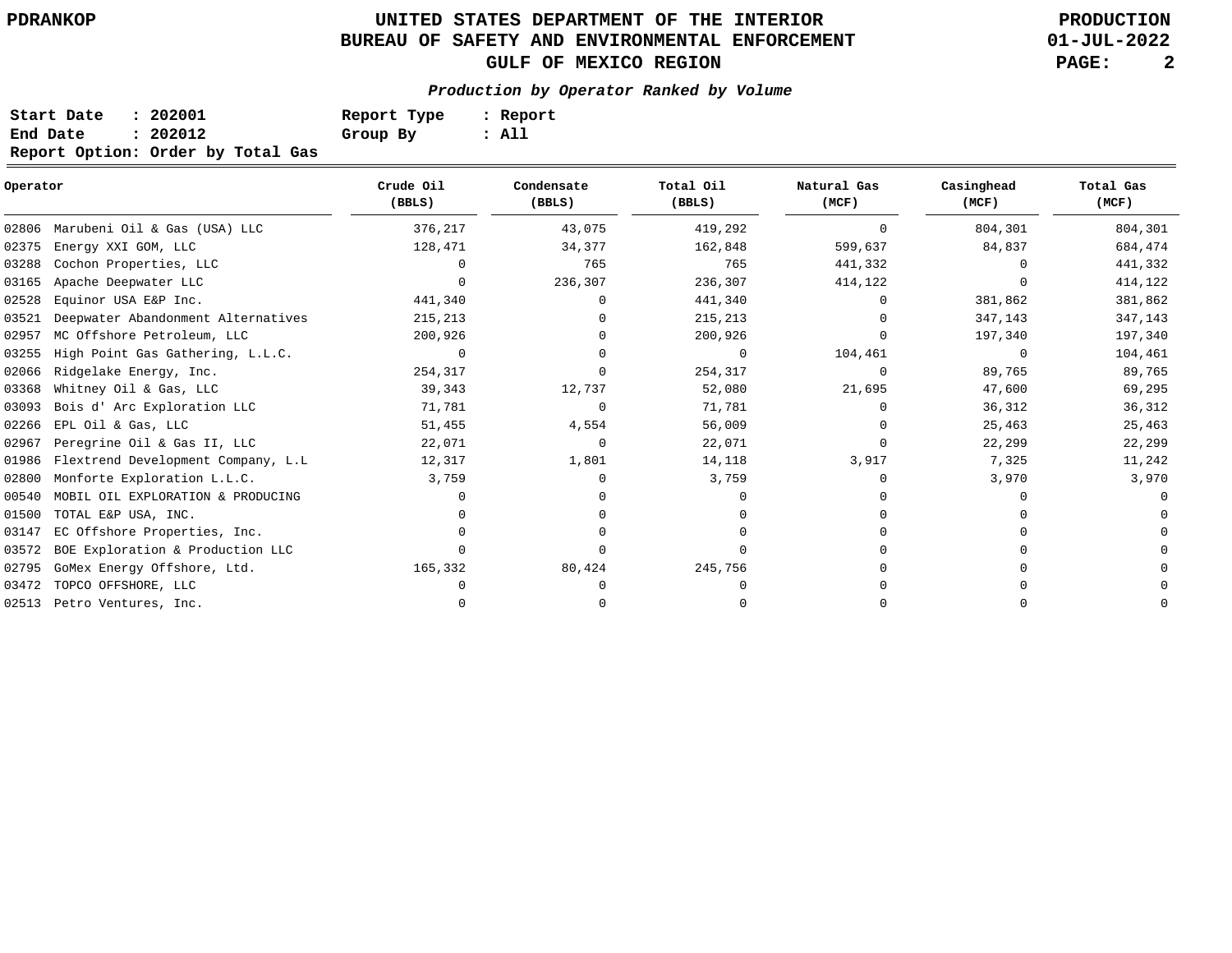# UNITED STATES DEPARTMENT OF THE INTERIOR
## BUREAU OF SAFETY AND ENVIRONMENTAL ENFORCEMENT
## GULF OF MEXICO REGION

PDRANKOP

PRODUCTION
01-JUL-2022

***Production by Operator Ranked by Volume***

**Start Date : 202001** **Report Type : Report**
**End Date : 202012** **Group By : All**
**Report Option: Order by Total Gas**

| Operator | Crude Oil (BBLS) | Condensate (BBLS) | Total Oil (BBLS) | Natural Gas (MCF) | Casinghead (MCF) | Total Gas (MCF) |
|---|---|---|---|---|---|---|
| 02806 Marubeni Oil & Gas (USA) LLC | 376,217 | 43,075 | 419,292 | 0 | 804,301 | 804,301 |
| 02375 Energy XXI GOM, LLC | 128,471 | 34,377 | 162,848 | 599,637 | 84,837 | 684,474 |
| 03288 Cochon Properties, LLC | 0 | 765 | 765 | 441,332 | 0 | 441,332 |
| 03165 Apache Deepwater LLC | 0 | 236,307 | 236,307 | 414,122 | 0 | 414,122 |
| 02528 Equinor USA E&P Inc. | 441,340 | 0 | 441,340 | 0 | 381,862 | 381,862 |
| 03521 Deepwater Abandonment Alternatives | 215,213 | 0 | 215,213 | 0 | 347,143 | 347,143 |
| 02957 MC Offshore Petroleum, LLC | 200,926 | 0 | 200,926 | 0 | 197,340 | 197,340 |
| 03255 High Point Gas Gathering, L.L.C. | 0 | 0 | 0 | 104,461 | 0 | 104,461 |
| 02066 Ridgelake Energy, Inc. | 254,317 | 0 | 254,317 | 0 | 89,765 | 89,765 |
| 03368 Whitney Oil & Gas, LLC | 39,343 | 12,737 | 52,080 | 21,695 | 47,600 | 69,295 |
| 03093 Bois d' Arc Exploration LLC | 71,781 | 0 | 71,781 | 0 | 36,312 | 36,312 |
| 02266 EPL Oil & Gas, LLC | 51,455 | 4,554 | 56,009 | 0 | 25,463 | 25,463 |
| 02967 Peregrine Oil & Gas II, LLC | 22,071 | 0 | 22,071 | 0 | 22,299 | 22,299 |
| 01986 Flextrend Development Company, L.L | 12,317 | 1,801 | 14,118 | 3,917 | 7,325 | 11,242 |
| 02800 Monforte Exploration L.L.C. | 3,759 | 0 | 3,759 | 0 | 3,970 | 3,970 |
| 00540 MOBIL OIL EXPLORATION & PRODUCING | 0 | 0 | 0 | 0 | 0 | 0 |
| 01500 TOTAL E&P USA, INC. | 0 | 0 | 0 | 0 | 0 | 0 |
| 03147 EC Offshore Properties, Inc. | 0 | 0 | 0 | 0 | 0 | 0 |
| 03572 BOE Exploration & Production LLC | 0 | 0 | 0 | 0 | 0 | 0 |
| 02795 GoMex Energy Offshore, Ltd. | 165,332 | 80,424 | 245,756 | 0 | 0 | 0 |
| 03472 TOPCO OFFSHORE, LLC | 0 | 0 | 0 | 0 | 0 | 0 |
| 02513 Petro Ventures, Inc. | 0 | 0 | 0 | 0 | 0 | 0 |